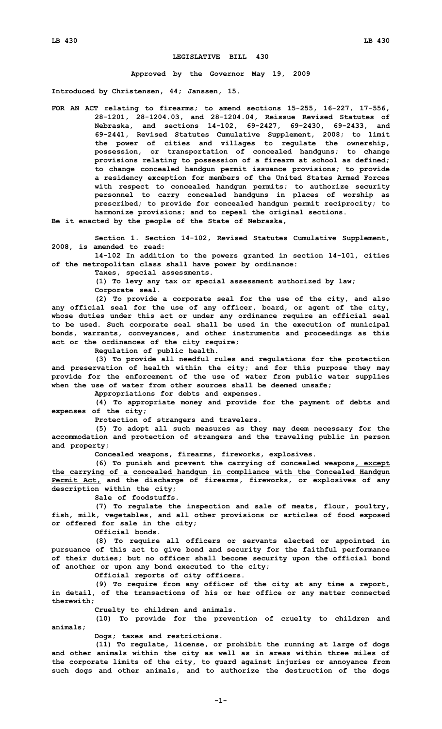**LEGISLATIVE BILL 430**

**Approved by the Governor May 19, 2009**

**Introduced by Christensen, 44; Janssen, 15.**

**FOR AN ACT relating to firearms; to amend sections 15-255, 16-227, 17-556, 28-1201, 28-1204.03, and 28-1204.04, Reissue Revised Statutes of Nebraska, and sections 14-102, 69-2427, 69-2430, 69-2433, and 69-2441, Revised Statutes Cumulative Supplement, 2008; to limit the power of cities and villages to regulate the ownership, possession, or transportation of concealed handguns; to change provisions relating to possession of a firearm at school as defined; to change concealed handgun permit issuance provisions; to provide a residency exception for members of the United States Armed Forces with respect to concealed handgun permits; to authorize security personnel to carry concealed handguns in places of worship as prescribed; to provide for concealed handgun permit reciprocity; to harmonize provisions; and to repeal the original sections.**

**Be it enacted by the people of the State of Nebraska,**

**Section 1. Section 14-102, Revised Statutes Cumulative Supplement, 2008, is amended to read:**

**14-102 In addition to the powers granted in section 14-101, cities of the metropolitan class shall have power by ordinance:**

**Taxes, special assessments.**

**(1) To levy any tax or special assessment authorized by law;**

**Corporate seal.**

**(2) To provide a corporate seal for the use of the city, and also any official seal for the use of any officer, board, or agent of the city, whose duties under this act or under any ordinance require an official seal to be used. Such corporate seal shall be used in the execution of municipal bonds, warrants, conveyances, and other instruments and proceedings as this act or the ordinances of the city require;**

**Regulation of public health.**

**(3) To provide all needful rules and regulations for the protection and preservation of health within the city; and for this purpose they may provide for the enforcement of the use of water from public water supplies when the use of water from other sources shall be deemed unsafe;**

**Appropriations for debts and expenses.**

**(4) To appropriate money and provide for the payment of debts and expenses of the city;**

**Protection of strangers and travelers.**

**(5) To adopt all such measures as they may deem necessary for the accommodation and protection of strangers and the traveling public in person and property;**

**Concealed weapons, firearms, fireworks, explosives.**

**(6) To punish and prevent the carrying of concealed weapons<u>, except the carrying of a concealed handgun in compliance with the Concealed Handgun Permit Act,</u> and the discharge of firearms, fireworks, or explosives of any description within the city;**

**Sale of foodstuffs.**

**(7) To regulate the inspection and sale of meats, flour, poultry, fish, milk, vegetables, and all other provisions or articles of food exposed or offered for sale in the city;**

**Official bonds.**

**(8) To require all officers or servants elected or appointed in pursuance of this act to give bond and security for the faithful performance of their duties; but no officer shall become security upon the official bond of another or upon any bond executed to the city;**

**Official reports of city officers.**

**(9) To require from any officer of the city at any time a report, in detail, of the transactions of his or her office or any matter connected therewith;**

**Cruelty to children and animals.**

**(10) To provide for the prevention of cruelty to children and animals;**

**Dogs; taxes and restrictions.**

**(11) To regulate, license, or prohibit the running at large of dogs and other animals within the city as well as in areas within three miles of the corporate limits of the city, to guard against injuries or annoyance from such dogs and other animals, and to authorize the destruction of the dogs**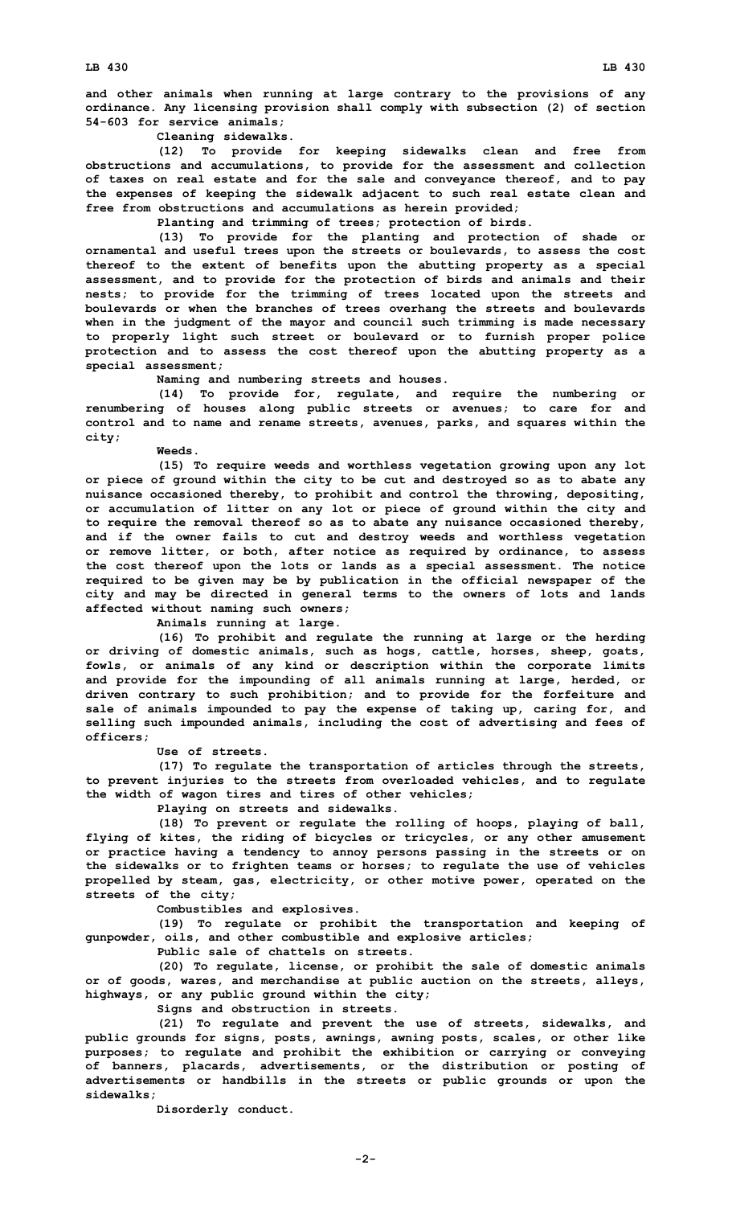and other animals when running at large contrary to the provisions of any ordinance. Any licensing provision shall comply with subsection (2) of section 54-603 for service animals;

Cleaning sidewalks.

(12) To provide for keeping sidewalks clean and free from obstructions and accumulations, to provide for the assessment and collection of taxes on real estate and for the sale and conveyance thereof, and to pay the expenses of keeping the sidewalk adjacent to such real estate clean and free from obstructions and accumulations as herein provided;

Planting and trimming of trees; protection of birds.

(13) To provide for the planting and protection of shade or ornamental and useful trees upon the streets or boulevards, to assess the cost thereof to the extent of benefits upon the abutting property as a special assessment, and to provide for the protection of birds and animals and their nests; to provide for the trimming of trees located upon the streets and boulevards or when the branches of trees overhang the streets and boulevards when in the judgment of the mayor and council such trimming is made necessary to properly light such street or boulevard or to furnish proper police protection and to assess the cost thereof upon the abutting property as a special assessment;

Naming and numbering streets and houses.

(14) To provide for, regulate, and require the numbering or renumbering of houses along public streets or avenues; to care for and control and to name and rename streets, avenues, parks, and squares within the city;

Weeds.

(15) To require weeds and worthless vegetation growing upon any lot or piece of ground within the city to be cut and destroyed so as to abate any nuisance occasioned thereby, to prohibit and control the throwing, depositing, or accumulation of litter on any lot or piece of ground within the city and to require the removal thereof so as to abate any nuisance occasioned thereby, and if the owner fails to cut and destroy weeds and worthless vegetation or remove litter, or both, after notice as required by ordinance, to assess the cost thereof upon the lots or lands as a special assessment. The notice required to be given may be by publication in the official newspaper of the city and may be directed in general terms to the owners of lots and lands affected without naming such owners;

Animals running at large.

(16) To prohibit and regulate the running at large or the herding or driving of domestic animals, such as hogs, cattle, horses, sheep, goats, fowls, or animals of any kind or description within the corporate limits and provide for the impounding of all animals running at large, herded, or driven contrary to such prohibition; and to provide for the forfeiture and sale of animals impounded to pay the expense of taking up, caring for, and selling such impounded animals, including the cost of advertising and fees of officers;

Use of streets.

(17) To regulate the transportation of articles through the streets, to prevent injuries to the streets from overloaded vehicles, and to regulate the width of wagon tires and tires of other vehicles;

Playing on streets and sidewalks.

(18) To prevent or regulate the rolling of hoops, playing of ball, flying of kites, the riding of bicycles or tricycles, or any other amusement or practice having a tendency to annoy persons passing in the streets or on the sidewalks or to frighten teams or horses; to regulate the use of vehicles propelled by steam, gas, electricity, or other motive power, operated on the streets of the city;

Combustibles and explosives.

(19) To regulate or prohibit the transportation and keeping of gunpowder, oils, and other combustible and explosive articles;

Public sale of chattels on streets.

(20) To regulate, license, or prohibit the sale of domestic animals or of goods, wares, and merchandise at public auction on the streets, alleys, highways, or any public ground within the city;

Signs and obstruction in streets.

(21) To regulate and prevent the use of streets, sidewalks, and public grounds for signs, posts, awnings, awning posts, scales, or other like purposes; to regulate and prohibit the exhibition or carrying or conveying of banners, placards, advertisements, or the distribution or posting of advertisements or handbills in the streets or public grounds or upon the sidewalks;

Disorderly conduct.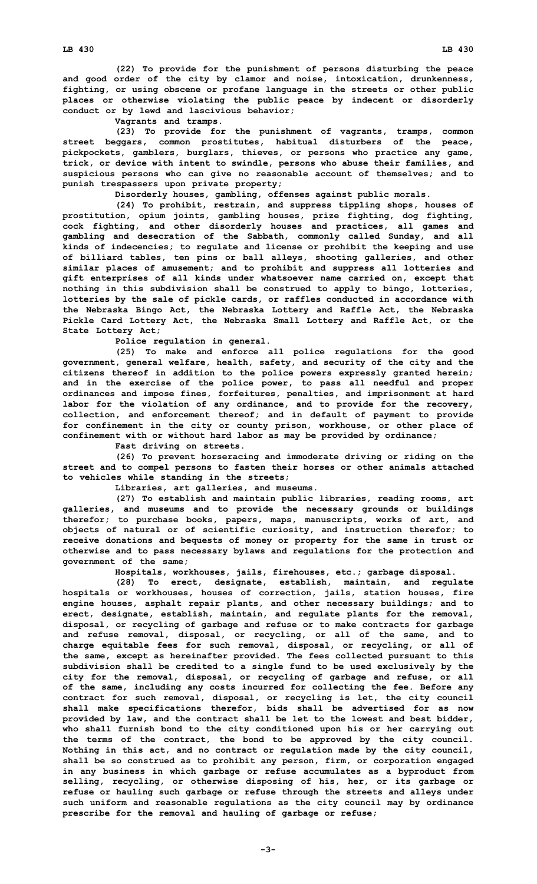**(22) To provide for the punishment of persons disturbing the peace and good order of the city by clamor and noise, intoxication, drunkenness, fighting, or using obscene or profane language in the streets or other public places or otherwise violating the public peace by indecent or disorderly conduct or by lewd and lascivious behavior;**

**Vagrants and tramps.**

**(23) To provide for the punishment of vagrants, tramps, common street beggars, common prostitutes, habitual disturbers of the peace, pickpockets, gamblers, burglars, thieves, or persons who practice any game, trick, or device with intent to swindle, persons who abuse their families, and suspicious persons who can give no reasonable account of themselves; and to punish trespassers upon private property;**

**Disorderly houses, gambling, offenses against public morals.**

**(24) To prohibit, restrain, and suppress tippling shops, houses of prostitution, opium joints, gambling houses, prize fighting, dog fighting, cock fighting, and other disorderly houses and practices, all games and gambling and desecration of the Sabbath, commonly called Sunday, and all kinds of indecencies; to regulate and license or prohibit the keeping and use of billiard tables, ten pins or ball alleys, shooting galleries, and other similar places of amusement; and to prohibit and suppress all lotteries and gift enterprises of all kinds under whatsoever name carried on, except that nothing in this subdivision shall be construed to apply to bingo, lotteries, lotteries by the sale of pickle cards, or raffles conducted in accordance with the Nebraska Bingo Act, the Nebraska Lottery and Raffle Act, the Nebraska Pickle Card Lottery Act, the Nebraska Small Lottery and Raffle Act, or the State Lottery Act;**

**Police regulation in general.**

**(25) To make and enforce all police regulations for the good government, general welfare, health, safety, and security of the city and the citizens thereof in addition to the police powers expressly granted herein; and in the exercise of the police power, to pass all needful and proper ordinances and impose fines, forfeitures, penalties, and imprisonment at hard labor for the violation of any ordinance, and to provide for the recovery, collection, and enforcement thereof; and in default of payment to provide for confinement in the city or county prison, workhouse, or other place of confinement with or without hard labor as may be provided by ordinance;**

**Fast driving on streets.**

**(26) To prevent horseracing and immoderate driving or riding on the street and to compel persons to fasten their horses or other animals attached to vehicles while standing in the streets;**

**Libraries, art galleries, and museums.**

**(27) To establish and maintain public libraries, reading rooms, art galleries, and museums and to provide the necessary grounds or buildings therefor; to purchase books, papers, maps, manuscripts, works of art, and objects of natural or of scientific curiosity, and instruction therefor; to receive donations and bequests of money or property for the same in trust or otherwise and to pass necessary bylaws and regulations for the protection and government of the same;**

**Hospitals, workhouses, jails, firehouses, etc.; garbage disposal.**

**(28) To erect, designate, establish, maintain, and regulate hospitals or workhouses, houses of correction, jails, station houses, fire engine houses, asphalt repair plants, and other necessary buildings; and to erect, designate, establish, maintain, and regulate plants for the removal, disposal, or recycling of garbage and refuse or to make contracts for garbage and refuse removal, disposal, or recycling, or all of the same, and to charge equitable fees for such removal, disposal, or recycling, or all of the same, except as hereinafter provided. The fees collected pursuant to this subdivision shall be credited to a single fund to be used exclusively by the city for the removal, disposal, or recycling of garbage and refuse, or all of the same, including any costs incurred for collecting the fee. Before any contract for such removal, disposal, or recycling is let, the city council shall make specifications therefor, bids shall be advertised for as now provided by law, and the contract shall be let to the lowest and best bidder, who shall furnish bond to the city conditioned upon his or her carrying out the terms of the contract, the bond to be approved by the city council. Nothing in this act, and no contract or regulation made by the city council, shall be so construed as to prohibit any person, firm, or corporation engaged in any business in which garbage or refuse accumulates as a byproduct from selling, recycling, or otherwise disposing of his, her, or its garbage or refuse or hauling such garbage or refuse through the streets and alleys under such uniform and reasonable regulations as the city council may by ordinance prescribe for the removal and hauling of garbage or refuse;**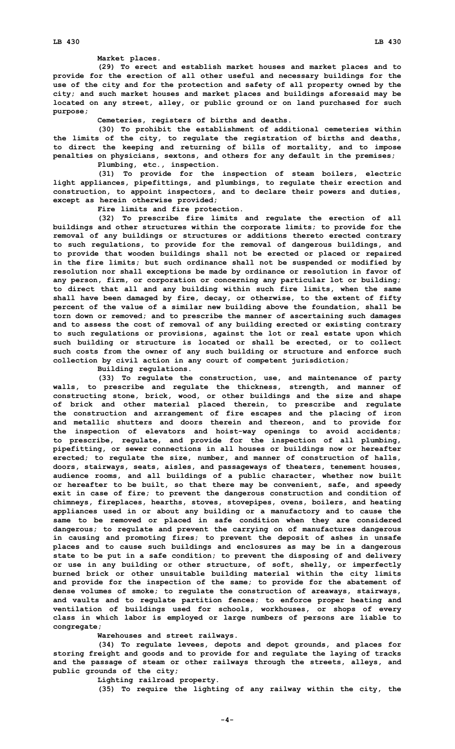Market places.

(29) To erect and establish market houses and market places and to provide for the erection of all other useful and necessary buildings for the use of the city and for the protection and safety of all property owned by the city; and such market houses and market places and buildings aforesaid may be located on any street, alley, or public ground or on land purchased for such purpose;

Cemeteries, registers of births and deaths.

(30) To prohibit the establishment of additional cemeteries within the limits of the city, to regulate the registration of births and deaths, to direct the keeping and returning of bills of mortality, and to impose penalties on physicians, sextons, and others for any default in the premises;

Plumbing, etc., inspection.

(31) To provide for the inspection of steam boilers, electric light appliances, pipefittings, and plumbings, to regulate their erection and construction, to appoint inspectors, and to declare their powers and duties, except as herein otherwise provided;

Fire limits and fire protection.

(32) To prescribe fire limits and regulate the erection of all buildings and other structures within the corporate limits; to provide for the removal of any buildings or structures or additions thereto erected contrary to such regulations, to provide for the removal of dangerous buildings, and to provide that wooden buildings shall not be erected or placed or repaired in the fire limits; but such ordinance shall not be suspended or modified by resolution nor shall exceptions be made by ordinance or resolution in favor of any person, firm, or corporation or concerning any particular lot or building; to direct that all and any building within such fire limits, when the same shall have been damaged by fire, decay, or otherwise, to the extent of fifty percent of the value of a similar new building above the foundation, shall be torn down or removed; and to prescribe the manner of ascertaining such damages and to assess the cost of removal of any building erected or existing contrary to such regulations or provisions, against the lot or real estate upon which such building or structure is located or shall be erected, or to collect such costs from the owner of any such building or structure and enforce such collection by civil action in any court of competent jurisdiction;

Building regulations.

(33) To regulate the construction, use, and maintenance of party walls, to prescribe and regulate the thickness, strength, and manner of constructing stone, brick, wood, or other buildings and the size and shape of brick and other material placed therein, to prescribe and regulate the construction and arrangement of fire escapes and the placing of iron and metallic shutters and doors therein and thereon, and to provide for the inspection of elevators and hoist-way openings to avoid accidents; to prescribe, regulate, and provide for the inspection of all plumbing, pipefitting, or sewer connections in all houses or buildings now or hereafter erected; to regulate the size, number, and manner of construction of halls, doors, stairways, seats, aisles, and passageways of theaters, tenement houses, audience rooms, and all buildings of a public character, whether now built or hereafter to be built, so that there may be convenient, safe, and speedy exit in case of fire; to prevent the dangerous construction and condition of chimneys, fireplaces, hearths, stoves, stovepipes, ovens, boilers, and heating appliances used in or about any building or a manufactory and to cause the same to be removed or placed in safe condition when they are considered dangerous; to regulate and prevent the carrying on of manufactures dangerous in causing and promoting fires; to prevent the deposit of ashes in unsafe places and to cause such buildings and enclosures as may be in a dangerous state to be put in a safe condition; to prevent the disposing of and delivery or use in any building or other structure, of soft, shelly, or imperfectly burned brick or other unsuitable building material within the city limits and provide for the inspection of the same; to provide for the abatement of dense volumes of smoke; to regulate the construction of areaways, stairways, and vaults and to regulate partition fences; to enforce proper heating and ventilation of buildings used for schools, workhouses, or shops of every class in which labor is employed or large numbers of persons are liable to congregate;

Warehouses and street railways.

(34) To regulate levees, depots and depot grounds, and places for storing freight and goods and to provide for and regulate the laying of tracks and the passage of steam or other railways through the streets, alleys, and public grounds of the city;

Lighting railroad property.

(35) To require the lighting of any railway within the city, the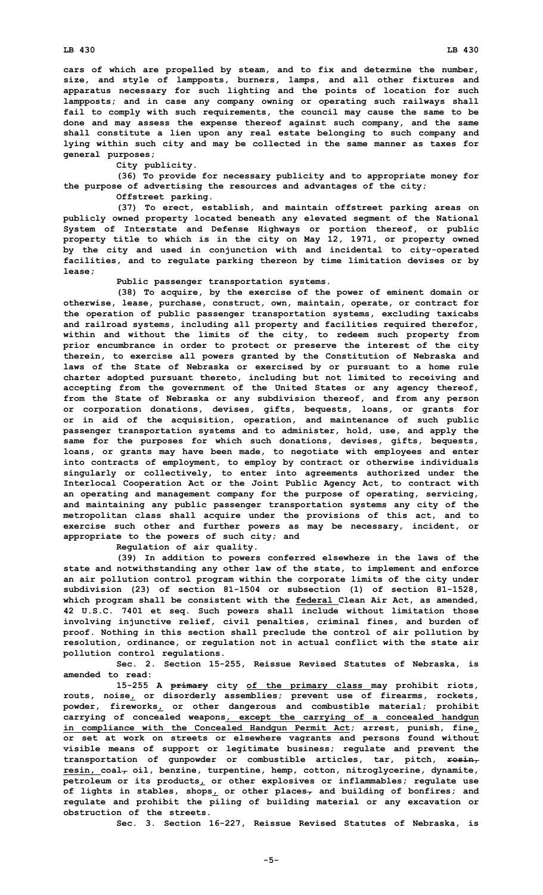cars of which are propelled by steam, and to fix and determine the number, size, and style of lampposts, burners, lamps, and all other fixtures and apparatus necessary for such lighting and the points of location for such lampposts; and in case any company owning or operating such railways shall fail to comply with such requirements, the council may cause the same to be done and may assess the expense thereof against such company, and the same shall constitute a lien upon any real estate belonging to such company and lying within such city and may be collected in the same manner as taxes for general purposes;

City publicity.

(36) To provide for necessary publicity and to appropriate money for the purpose of advertising the resources and advantages of the city;

Offstreet parking.

(37) To erect, establish, and maintain offstreet parking areas on publicly owned property located beneath any elevated segment of the National System of Interstate and Defense Highways or portion thereof, or public property title to which is in the city on May 12, 1971, or property owned by the city and used in conjunction with and incidental to city-operated facilities, and to regulate parking thereon by time limitation devises or by lease;

Public passenger transportation systems.

(38) To acquire, by the exercise of the power of eminent domain or otherwise, lease, purchase, construct, own, maintain, operate, or contract for the operation of public passenger transportation systems, excluding taxicabs and railroad systems, including all property and facilities required therefor, within and without the limits of the city, to redeem such property from prior encumbrance in order to protect or preserve the interest of the city therein, to exercise all powers granted by the Constitution of Nebraska and laws of the State of Nebraska or exercised by or pursuant to a home rule charter adopted pursuant thereto, including but not limited to receiving and accepting from the government of the United States or any agency thereof, from the State of Nebraska or any subdivision thereof, and from any person or corporation donations, devises, gifts, bequests, loans, or grants for or in aid of the acquisition, operation, and maintenance of such public passenger transportation systems and to administer, hold, use, and apply the same for the purposes for which such donations, devises, gifts, bequests, loans, or grants may have been made, to negotiate with employees and enter into contracts of employment, to employ by contract or otherwise individuals singularly or collectively, to enter into agreements authorized under the Interlocal Cooperation Act or the Joint Public Agency Act, to contract with an operating and management company for the purpose of operating, servicing, and maintaining any public passenger transportation systems any city of the metropolitan class shall acquire under the provisions of this act, and to exercise such other and further powers as may be necessary, incident, or appropriate to the powers of such city; and

Regulation of air quality.

(39) In addition to powers conferred elsewhere in the laws of the state and notwithstanding any other law of the state, to implement and enforce an air pollution control program within the corporate limits of the city under subdivision (23) of section 81-1504 or subsection (1) of section 81-1528, which program shall be consistent with the federal Clean Air Act, as amended, 42 U.S.C. 7401 et seq. Such powers shall include without limitation those involving injunctive relief, civil penalties, criminal fines, and burden of proof. Nothing in this section shall preclude the control of air pollution by resolution, ordinance, or regulation not in actual conflict with the state air pollution control regulations.

Sec. 2. Section 15-255, Reissue Revised Statutes of Nebraska, is amended to read:

15-255 A ~~primary~~ city of the primary class may prohibit riots, routs, noise, or disorderly assemblies; prevent use of firearms, rockets, powder, fireworks, or other dangerous and combustible material; prohibit carrying of concealed weapons, except the carrying of a concealed handgun in compliance with the Concealed Handgun Permit Act; arrest, punish, fine, or set at work on streets or elsewhere vagrants and persons found without visible means of support or legitimate business; regulate and prevent the transportation of gunpowder or combustible articles, tar, pitch, ~~rosin,~~ resin, coal~~,~~ oil, benzine, turpentine, hemp, cotton, nitroglycerine, dynamite, petroleum or its products, or other explosives or inflammables; regulate use of lights in stables, shops, or other places~~,~~ and building of bonfires; and regulate and prohibit the piling of building material or any excavation or obstruction of the streets.

Sec. 3. Section 16-227, Reissue Revised Statutes of Nebraska, is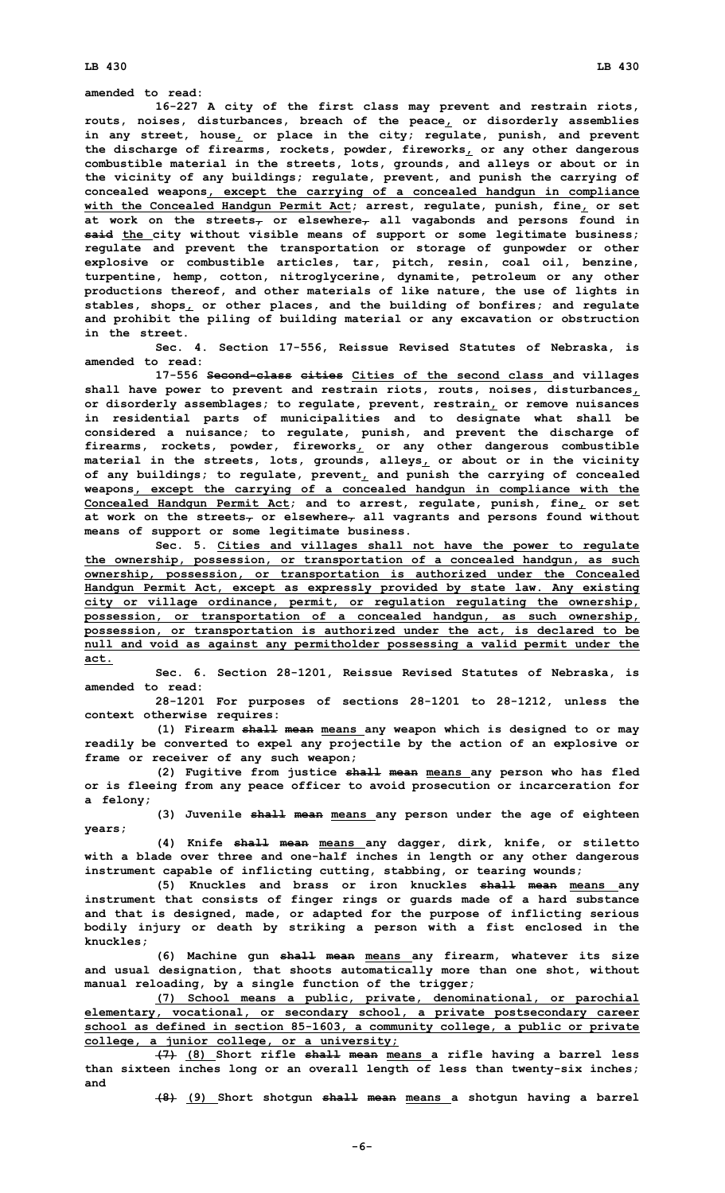amended to read:

16-227 A city of the first class may prevent and restrain riots, routs, noises, disturbances, breach of the peace, or disorderly assemblies in any street, house, or place in the city; regulate, punish, and prevent the discharge of firearms, rockets, powder, fireworks, or any other dangerous combustible material in the streets, lots, grounds, and alleys or about or in the vicinity of any buildings; regulate, prevent, and punish the carrying of concealed weapons, except the carrying of a concealed handgun in compliance with the Concealed Handgun Permit Act; arrest, regulate, punish, fine, or set at work on the streets, or elsewhere, all vagabonds and persons found in said the city without visible means of support or some legitimate business; regulate and prevent the transportation or storage of gunpowder or other explosive or combustible articles, tar, pitch, resin, coal oil, benzine, turpentine, hemp, cotton, nitroglycerine, dynamite, petroleum or any other productions thereof, and other materials of like nature, the use of lights in stables, shops, or other places, and the building of bonfires; and regulate and prohibit the piling of building material or any excavation or obstruction in the street.

Sec. 4. Section 17-556, Reissue Revised Statutes of Nebraska, is amended to read:

17-556 Second-class cities Cities of the second class and villages shall have power to prevent and restrain riots, routs, noises, disturbances, or disorderly assemblages; to regulate, prevent, restrain, or remove nuisances in residential parts of municipalities and to designate what shall be considered a nuisance; to regulate, punish, and prevent the discharge of firearms, rockets, powder, fireworks, or any other dangerous combustible material in the streets, lots, grounds, alleys, or about or in the vicinity of any buildings; to regulate, prevent, and punish the carrying of concealed weapons, except the carrying of a concealed handgun in compliance with the Concealed Handgun Permit Act; and to arrest, regulate, punish, fine, or set at work on the streets, or elsewhere, all vagrants and persons found without means of support or some legitimate business.

Sec. 5. Cities and villages shall not have the power to regulate the ownership, possession, or transportation of a concealed handgun, as such ownership, possession, or transportation is authorized under the Concealed Handgun Permit Act, except as expressly provided by state law. Any existing city or village ordinance, permit, or regulation regulating the ownership, possession, or transportation of a concealed handgun, as such ownership, possession, or transportation is authorized under the act, is declared to be null and void as against any permitholder possessing a valid permit under the act.

Sec. 6. Section 28-1201, Reissue Revised Statutes of Nebraska, is amended to read:

28-1201 For purposes of sections 28-1201 to 28-1212, unless the context otherwise requires:

(1) Firearm shall mean means any weapon which is designed to or may readily be converted to expel any projectile by the action of an explosive or frame or receiver of any such weapon;

(2) Fugitive from justice shall mean means any person who has fled or is fleeing from any peace officer to avoid prosecution or incarceration for a felony;

(3) Juvenile shall mean means any person under the age of eighteen years;

(4) Knife shall mean means any dagger, dirk, knife, or stiletto with a blade over three and one-half inches in length or any other dangerous instrument capable of inflicting cutting, stabbing, or tearing wounds;

(5) Knuckles and brass or iron knuckles shall mean means any instrument that consists of finger rings or guards made of a hard substance and that is designed, made, or adapted for the purpose of inflicting serious bodily injury or death by striking a person with a fist enclosed in the knuckles;

(6) Machine gun shall mean means any firearm, whatever its size and usual designation, that shoots automatically more than one shot, without manual reloading, by a single function of the trigger;

(7) School means a public, private, denominational, or parochial elementary, vocational, or secondary school, a private postsecondary career school as defined in section 85-1603, a community college, a public or private college, a junior college, or a university;

(7) (8) Short rifle shall mean means a rifle having a barrel less than sixteen inches long or an overall length of less than twenty-six inches; and

(8) (9) Short shotgun shall mean means a shotgun having a barrel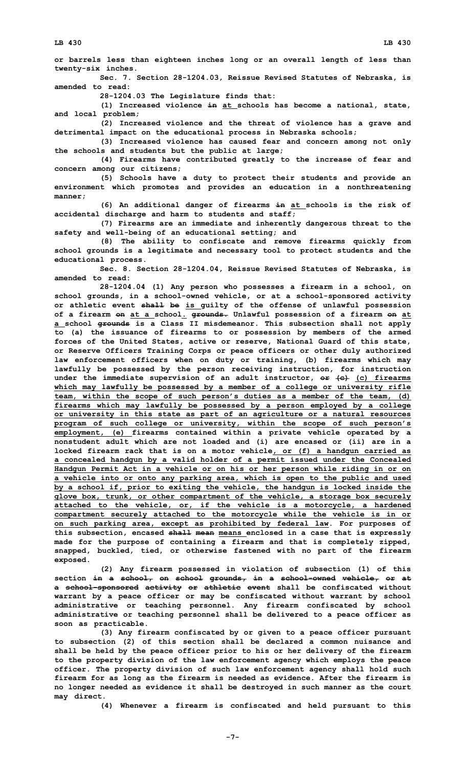or barrels less than eighteen inches long or an overall length of less than twenty-six inches.

Sec. 7. Section 28-1204.03, Reissue Revised Statutes of Nebraska, is amended to read:

28-1204.03 The Legislature finds that:

(1) Increased violence ~~in~~ at schools has become a national, state, and local problem;

(2) Increased violence and the threat of violence has a grave and detrimental impact on the educational process in Nebraska schools;

(3) Increased violence has caused fear and concern among not only the schools and students but the public at large;

(4) Firearms have contributed greatly to the increase of fear and concern among our citizens;

(5) Schools have a duty to protect their students and provide an environment which promotes and provides an education in a nonthreatening manner;

(6) An additional danger of firearms ~~in~~ at schools is the risk of accidental discharge and harm to students and staff;

(7) Firearms are an immediate and inherently dangerous threat to the safety and well-being of an educational setting; and

(8) The ability to confiscate and remove firearms quickly from school grounds is a legitimate and necessary tool to protect students and the educational process.

Sec. 8. Section 28-1204.04, Reissue Revised Statutes of Nebraska, is amended to read:

28-1204.04 (1) Any person who possesses a firearm in a school, on school grounds, in a school-owned vehicle, or at a school-sponsored activity or athletic event ~~shall be~~ is guilty of the offense of unlawful possession of a firearm ~~on~~ at a school. ~~grounds.~~ Unlawful possession of a firearm ~~on~~ at a school ~~grounds~~ is a Class II misdemeanor. This subsection shall not apply to (a) the issuance of firearms to or possession by members of the armed forces of the United States, active or reserve, National Guard of this state, or Reserve Officers Training Corps or peace officers or other duly authorized law enforcement officers when on duty or training, (b) firearms which may lawfully be possessed by the person receiving instruction, for instruction under the immediate supervision of an adult instructor, ~~or (c)~~ (c) firearms which may lawfully be possessed by a member of a college or university rifle team, within the scope of such person's duties as a member of the team, (d) firearms which may lawfully be possessed by a person employed by a college or university in this state as part of an agriculture or a natural resources program of such college or university, within the scope of such person's employment, (e) firearms contained within a private vehicle operated by a nonstudent adult which are not loaded and (i) are encased or (ii) are in a locked firearm rack that is on a motor vehicle, or (f) a handgun carried as a concealed handgun by a valid holder of a permit issued under the Concealed Handgun Permit Act in a vehicle or on his or her person while riding in or on a vehicle into or onto any parking area, which is open to the public and used by a school if, prior to exiting the vehicle, the handgun is locked inside the glove box, trunk, or other compartment of the vehicle, a storage box securely attached to the vehicle, or, if the vehicle is a motorcycle, a hardened compartment securely attached to the motorcycle while the vehicle is in or on such parking area, except as prohibited by federal law. For purposes of this subsection, encased ~~shall mean~~ means enclosed in a case that is expressly made for the purpose of containing a firearm and that is completely zipped, snapped, buckled, tied, or otherwise fastened with no part of the firearm exposed.

(2) Any firearm possessed in violation of subsection (1) of this section ~~in a school, on school grounds, in a school-owned vehicle, or at a school-sponsored activity or athletic event~~ shall be confiscated without warrant by a peace officer or may be confiscated without warrant by school administrative or teaching personnel. Any firearm confiscated by school administrative or teaching personnel shall be delivered to a peace officer as soon as practicable.

(3) Any firearm confiscated by or given to a peace officer pursuant to subsection (2) of this section shall be declared a common nuisance and shall be held by the peace officer prior to his or her delivery of the firearm to the property division of the law enforcement agency which employs the peace officer. The property division of such law enforcement agency shall hold such firearm for as long as the firearm is needed as evidence. After the firearm is no longer needed as evidence it shall be destroyed in such manner as the court may direct.

(4) Whenever a firearm is confiscated and held pursuant to this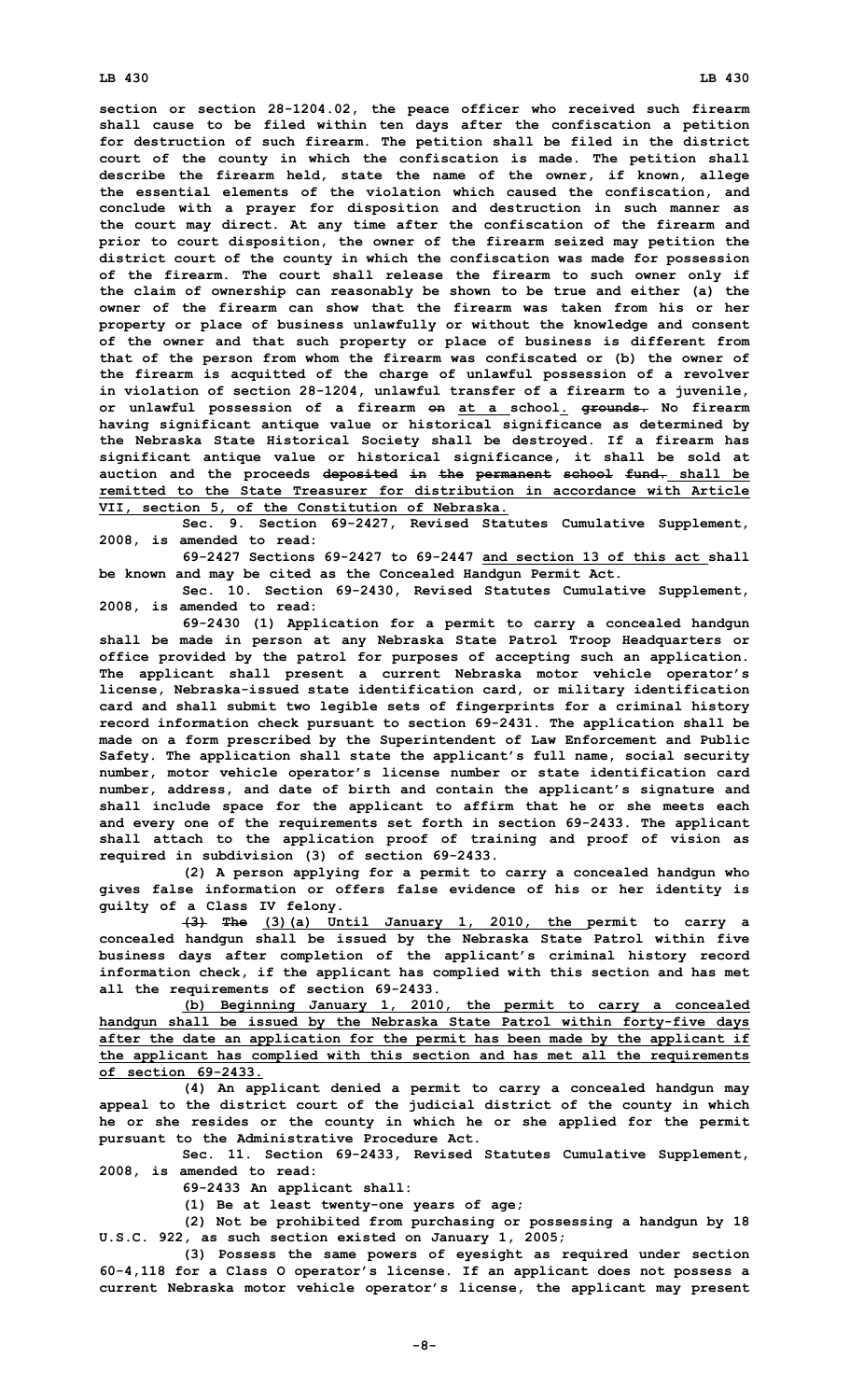section or section 28-1204.02, the peace officer who received such firearm shall cause to be filed within ten days after the confiscation a petition for destruction of such firearm. The petition shall be filed in the district court of the county in which the confiscation is made. The petition shall describe the firearm held, state the name of the owner, if known, allege the essential elements of the violation which caused the confiscation, and conclude with a prayer for disposition and destruction in such manner as the court may direct. At any time after the confiscation of the firearm and prior to court disposition, the owner of the firearm seized may petition the district court of the county in which the confiscation was made for possession of the firearm. The court shall release the firearm to such owner only if the claim of ownership can reasonably be shown to be true and either (a) the owner of the firearm can show that the firearm was taken from his or her property or place of business unlawfully or without the knowledge and consent of the owner and that such property or place of business is different from that of the person from whom the firearm was confiscated or (b) the owner of the firearm is acquitted of the charge of unlawful possession of a revolver in violation of section 28-1204, unlawful transfer of a firearm to a juvenile, or unlawful possession of a firearm ~~on~~ at a school. ~~grounds.~~ No firearm having significant antique value or historical significance as determined by the Nebraska State Historical Society shall be destroyed. If a firearm has significant antique value or historical significance, it shall be sold at auction and the proceeds ~~deposited in the permanent school fund.~~ shall be remitted to the State Treasurer for distribution in accordance with Article VII, section 5, of the Constitution of Nebraska.

Sec. 9. Section 69-2427, Revised Statutes Cumulative Supplement, 2008, is amended to read:

69-2427 Sections 69-2427 to 69-2447 and section 13 of this act shall be known and may be cited as the Concealed Handgun Permit Act.

Sec. 10. Section 69-2430, Revised Statutes Cumulative Supplement, 2008, is amended to read:

69-2430 (1) Application for a permit to carry a concealed handgun shall be made in person at any Nebraska State Patrol Troop Headquarters or office provided by the patrol for purposes of accepting such an application. The applicant shall present a current Nebraska motor vehicle operator's license, Nebraska-issued state identification card, or military identification card and shall submit two legible sets of fingerprints for a criminal history record information check pursuant to section 69-2431. The application shall be made on a form prescribed by the Superintendent of Law Enforcement and Public Safety. The application shall state the applicant's full name, social security number, motor vehicle operator's license number or state identification card number, address, and date of birth and contain the applicant's signature and shall include space for the applicant to affirm that he or she meets each and every one of the requirements set forth in section 69-2433. The applicant shall attach to the application proof of training and proof of vision as required in subdivision (3) of section 69-2433.

(2) A person applying for a permit to carry a concealed handgun who gives false information or offers false evidence of his or her identity is guilty of a Class IV felony.

~~(3) The~~ (3)(a) Until January 1, 2010, the permit to carry a concealed handgun shall be issued by the Nebraska State Patrol within five business days after completion of the applicant's criminal history record information check, if the applicant has complied with this section and has met all the requirements of section 69-2433.

(b) Beginning January 1, 2010, the permit to carry a concealed handgun shall be issued by the Nebraska State Patrol within forty-five days after the date an application for the permit has been made by the applicant if the applicant has complied with this section and has met all the requirements of section 69-2433.

(4) An applicant denied a permit to carry a concealed handgun may appeal to the district court of the judicial district of the county in which he or she resides or the county in which he or she applied for the permit pursuant to the Administrative Procedure Act.

Sec. 11. Section 69-2433, Revised Statutes Cumulative Supplement, 2008, is amended to read:

69-2433 An applicant shall:

(1) Be at least twenty-one years of age;

(2) Not be prohibited from purchasing or possessing a handgun by 18 U.S.C. 922, as such section existed on January 1, 2005;

(3) Possess the same powers of eyesight as required under section 60-4,118 for a Class O operator's license. If an applicant does not possess a current Nebraska motor vehicle operator's license, the applicant may present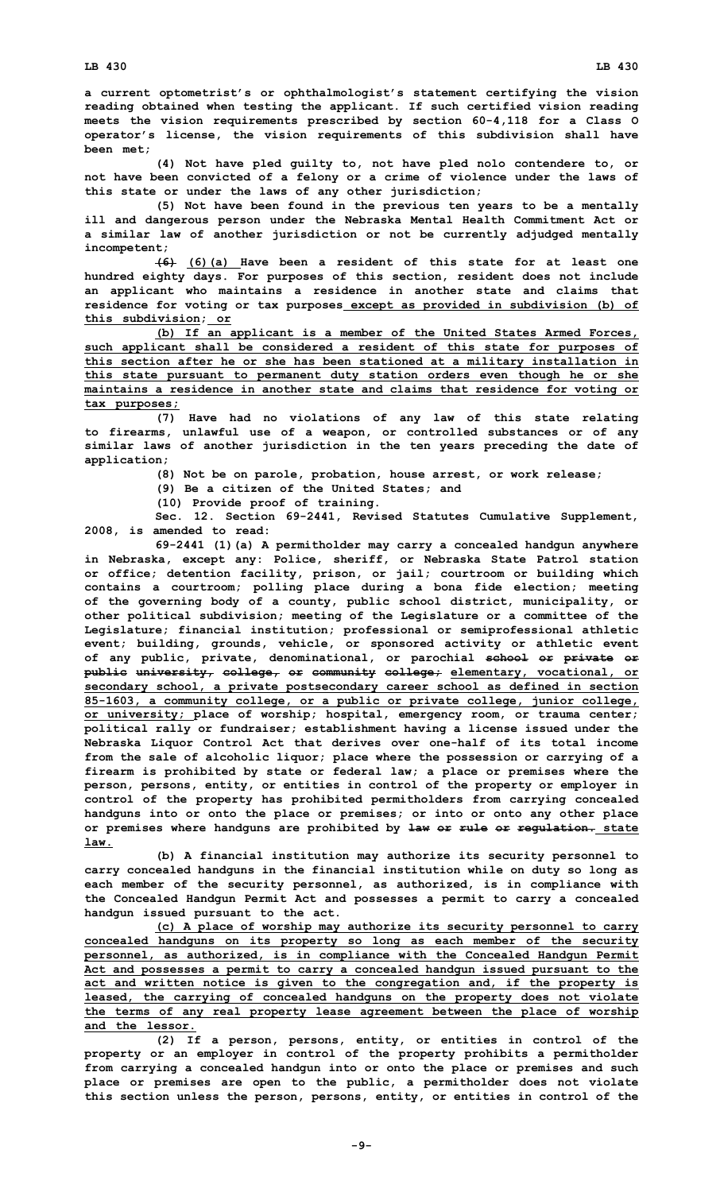a current optometrist's or ophthalmologist's statement certifying the vision reading obtained when testing the applicant. If such certified vision reading meets the vision requirements prescribed by section 60-4,118 for a Class O operator's license, the vision requirements of this subdivision shall have been met;

(4) Not have pled guilty to, not have pled nolo contendere to, or not have been convicted of a felony or a crime of violence under the laws of this state or under the laws of any other jurisdiction;

(5) Not have been found in the previous ten years to be a mentally ill and dangerous person under the Nebraska Mental Health Commitment Act or a similar law of another jurisdiction or not be currently adjudged mentally incompetent;

~~(6)~~ (6)(a) Have been a resident of this state for at least one hundred eighty days. For purposes of this section, resident does not include an applicant who maintains a residence in another state and claims that residence for voting or tax purposes except as provided in subdivision (b) of this subdivision; or

(b) If an applicant is a member of the United States Armed Forces, such applicant shall be considered a resident of this state for purposes of this section after he or she has been stationed at a military installation in this state pursuant to permanent duty station orders even though he or she maintains a residence in another state and claims that residence for voting or tax purposes;

(7) Have had no violations of any law of this state relating to firearms, unlawful use of a weapon, or controlled substances or of any similar laws of another jurisdiction in the ten years preceding the date of application;

(8) Not be on parole, probation, house arrest, or work release;

(9) Be a citizen of the United States; and

(10) Provide proof of training.

Sec. 12. Section 69-2441, Revised Statutes Cumulative Supplement, 2008, is amended to read:

69-2441 (1)(a) A permitholder may carry a concealed handgun anywhere in Nebraska, except any: Police, sheriff, or Nebraska State Patrol station or office; detention facility, prison, or jail; courtroom or building which contains a courtroom; polling place during a bona fide election; meeting of the governing body of a county, public school district, municipality, or other political subdivision; meeting of the Legislature or a committee of the Legislature; financial institution; professional or semiprofessional athletic event; building, grounds, vehicle, or sponsored activity or athletic event of any public, private, denominational, or parochial ~~school or private or public university, college, or community college;~~ elementary, vocational, or secondary school, a private postsecondary career school as defined in section 85-1603, a community college, or a public or private college, junior college, or university; place of worship; hospital, emergency room, or trauma center; political rally or fundraiser; establishment having a license issued under the Nebraska Liquor Control Act that derives over one-half of its total income from the sale of alcoholic liquor; place where the possession or carrying of a firearm is prohibited by state or federal law; a place or premises where the person, persons, entity, or entities in control of the property or employer in control of the property has prohibited permitholders from carrying concealed handguns into or onto the place or premises; or into or onto any other place or premises where handguns are prohibited by ~~law or rule or regulation.~~ state law.

(b) A financial institution may authorize its security personnel to carry concealed handguns in the financial institution while on duty so long as each member of the security personnel, as authorized, is in compliance with the Concealed Handgun Permit Act and possesses a permit to carry a concealed handgun issued pursuant to the act.

(c) A place of worship may authorize its security personnel to carry concealed handguns on its property so long as each member of the security personnel, as authorized, is in compliance with the Concealed Handgun Permit Act and possesses a permit to carry a concealed handgun issued pursuant to the act and written notice is given to the congregation and, if the property is leased, the carrying of concealed handguns on the property does not violate the terms of any real property lease agreement between the place of worship and the lessor.

(2) If a person, persons, entity, or entities in control of the property or an employer in control of the property prohibits a permitholder from carrying a concealed handgun into or onto the place or premises and such place or premises are open to the public, a permitholder does not violate this section unless the person, persons, entity, or entities in control of the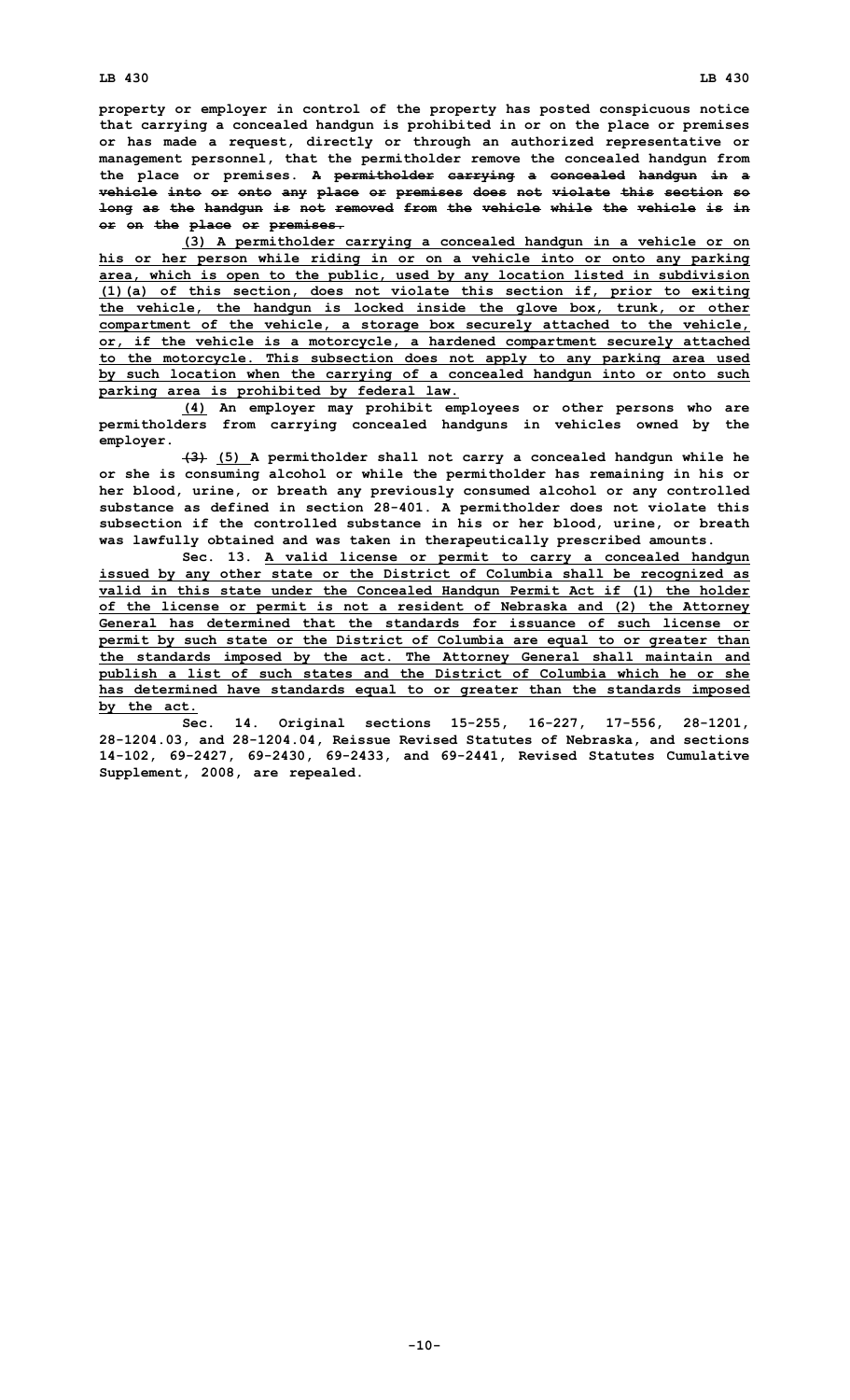property or employer in control of the property has posted conspicuous notice that carrying a concealed handgun is prohibited in or on the place or premises or has made a request, directly or through an authorized representative or management personnel, that the permitholder remove the concealed handgun from the place or premises. ~~A permitholder carrying a concealed handgun in a vehicle into or onto any place or premises does not violate this section so long as the handgun is not removed from the vehicle while the vehicle is in or on the place or premises.~~

<u>(3) A permitholder carrying a concealed handgun in a vehicle or on his or her person while riding in or on a vehicle into or onto any parking area, which is open to the public, used by any location listed in subdivision (1)(a) of this section, does not violate this section if, prior to exiting the vehicle, the handgun is locked inside the glove box, trunk, or other compartment of the vehicle, a storage box securely attached to the vehicle, or, if the vehicle is a motorcycle, a hardened compartment securely attached to the motorcycle. This subsection does not apply to any parking area used by such location when the carrying of a concealed handgun into or onto such parking area is prohibited by federal law.</u>

<u>(4)</u> An employer may prohibit employees or other persons who are permitholders from carrying concealed handguns in vehicles owned by the employer.

~~(3)~~ <u>(5)</u> A permitholder shall not carry a concealed handgun while he or she is consuming alcohol or while the permitholder has remaining in his or her blood, urine, or breath any previously consumed alcohol or any controlled substance as defined in section 28-401. A permitholder does not violate this subsection if the controlled substance in his or her blood, urine, or breath was lawfully obtained and was taken in therapeutically prescribed amounts.

Sec. 13. <u>A valid license or permit to carry a concealed handgun issued by any other state or the District of Columbia shall be recognized as valid in this state under the Concealed Handgun Permit Act if (1) the holder of the license or permit is not a resident of Nebraska and (2) the Attorney General has determined that the standards for issuance of such license or permit by such state or the District of Columbia are equal to or greater than the standards imposed by the act. The Attorney General shall maintain and publish a list of such states and the District of Columbia which he or she has determined have standards equal to or greater than the standards imposed by the act.</u>

Sec. 14. Original sections 15-255, 16-227, 17-556, 28-1201, 28-1204.03, and 28-1204.04, Reissue Revised Statutes of Nebraska, and sections 14-102, 69-2427, 69-2430, 69-2433, and 69-2441, Revised Statutes Cumulative Supplement, 2008, are repealed.